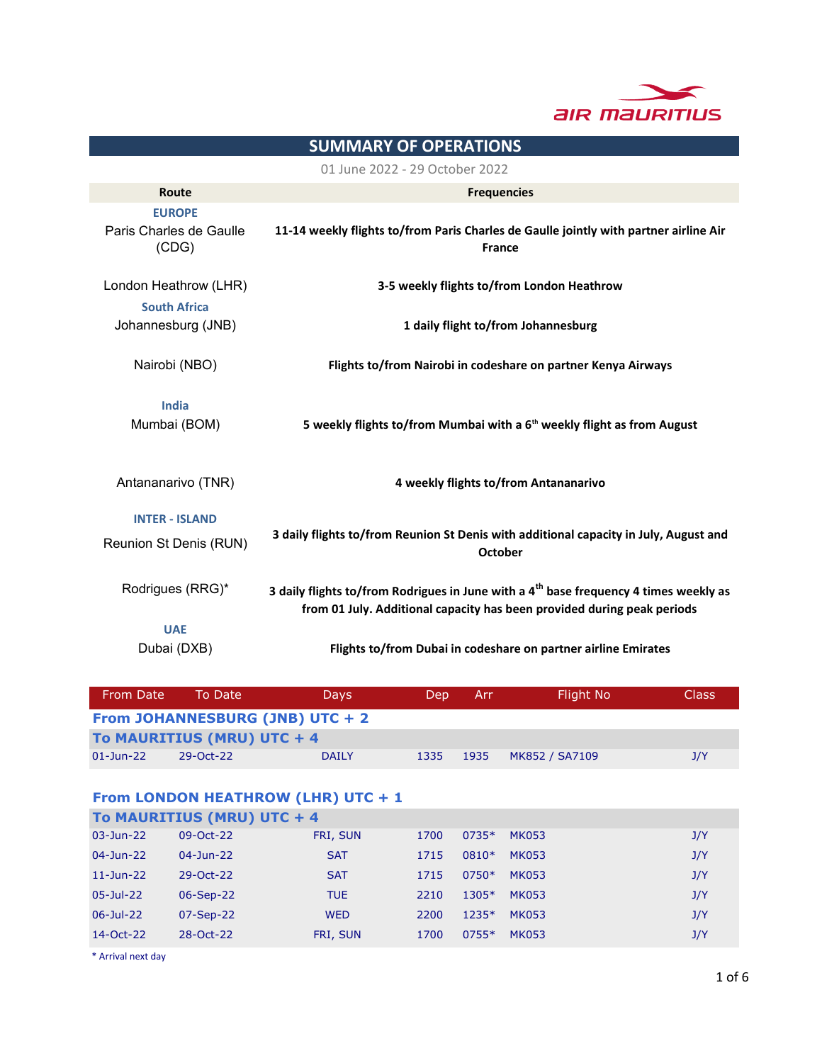# SUMMARY OF OPERATIONS

01 June 2022 - 29 October 2022

| Route | Frequencies |
|---|---|
| **EUROPE** | |
| Paris Charles de Gaulle (CDG) | **11-14 weekly flights to/from Paris Charles de Gaulle jointly with partner airline Air France** |
| London Heathrow (LHR) | **3-5 weekly flights to/from London Heathrow** |
| **South Africa** | |
| Johannesburg (JNB) | **1 daily flight to/from Johannesburg** |
| Nairobi (NBO) | **Flights to/from Nairobi in codeshare on partner Kenya Airways** |
| **India** | |
| Mumbai (BOM) | **5 weekly flights to/from Mumbai with a 6th weekly flight as from August** |
| Antananarivo (TNR) | **4 weekly flights to/from Antananarivo** |
| **INTER - ISLAND** | |
| Reunion St Denis (RUN) | **3 daily flights to/from Reunion St Denis with additional capacity in July, August and October** |
| Rodrigues (RRG)* | **3 daily flights to/from Rodrigues in June with a 4th base frequency 4 times weekly as from 01 July. Additional capacity has been provided during peak periods** |
| **UAE** | |
| Dubai (DXB) | **Flights to/from Dubai in codeshare on partner airline Emirates** |

| From Date | To Date | Days | Dep | Arr | Flight No | Class |
|---|---|---|---|---|---|---|
| **From JOHANNESBURG (JNB) UTC + 2** | | | | | | |
| **To MAURITIUS (MRU) UTC + 4** | | | | | | |
| 01-Jun-22 | 29-Oct-22 | DAILY | 1335 | 1935 | MK852 / SA7109 | J/Y |
| **From LONDON HEATHROW (LHR) UTC + 1** | | | | | | |
| **To MAURITIUS (MRU) UTC + 4** | | | | | | |
| 03-Jun-22 | 09-Oct-22 | FRI, SUN | 1700 | 0735* | MK053 | J/Y |
| 04-Jun-22 | 04-Jun-22 | SAT | 1715 | 0810* | MK053 | J/Y |
| 11-Jun-22 | 29-Oct-22 | SAT | 1715 | 0750* | MK053 | J/Y |
| 05-Jul-22 | 06-Sep-22 | TUE | 2210 | 1305* | MK053 | J/Y |
| 06-Jul-22 | 07-Sep-22 | WED | 2200 | 1235* | MK053 | J/Y |
| 14-Oct-22 | 28-Oct-22 | FRI, SUN | 1700 | 0755* | MK053 | J/Y |

\* Arrival next day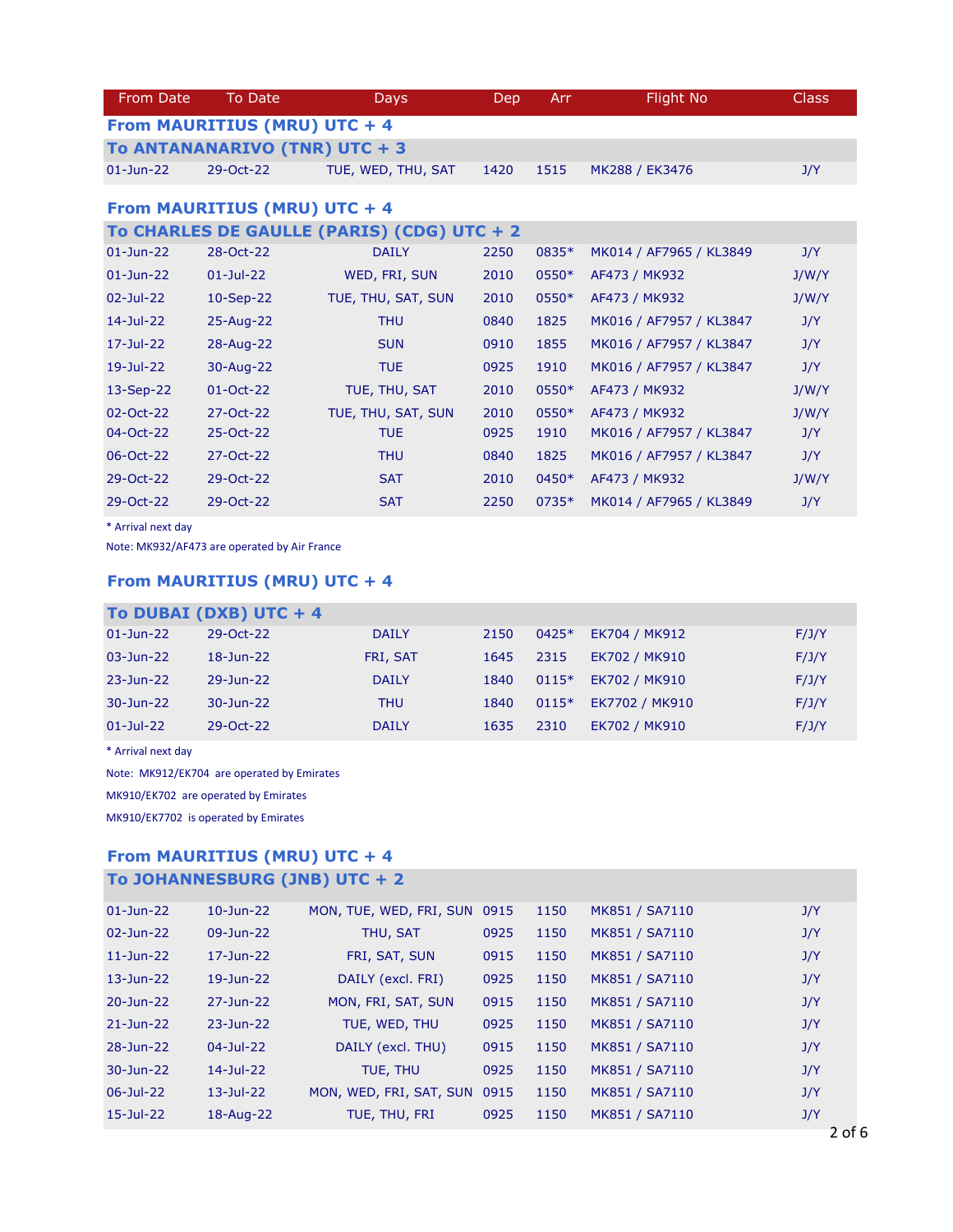| From Date | To Date | Days | Dep | Arr | Flight No | Class |
|---|---|---|---|---|---|---|

## From MAURITIUS (MRU) UTC + 4

### To ANTANANARIVO (TNR) UTC + 3

| From Date | To Date | Days | Dep | Arr | Flight No | Class |
|---|---|---|---|---|---|---|
| 01-Jun-22 | 29-Oct-22 | TUE, WED, THU, SAT | 1420 | 1515 | MK288 / EK3476 | J/Y |

## From MAURITIUS (MRU) UTC + 4

### To CHARLES DE GAULLE (PARIS) (CDG) UTC + 2

| From Date | To Date | Days | Dep | Arr | Flight No | Class |
|---|---|---|---|---|---|---|
| 01-Jun-22 | 28-Oct-22 | DAILY | 2250 | 0835* | MK014 / AF7965 / KL3849 | J/Y |
| 01-Jun-22 | 01-Jul-22 | WED, FRI, SUN | 2010 | 0550* | AF473 / MK932 | J/W/Y |
| 02-Jul-22 | 10-Sep-22 | TUE, THU, SAT, SUN | 2010 | 0550* | AF473 / MK932 | J/W/Y |
| 14-Jul-22 | 25-Aug-22 | THU | 0840 | 1825 | MK016 / AF7957 / KL3847 | J/Y |
| 17-Jul-22 | 28-Aug-22 | SUN | 0910 | 1855 | MK016 / AF7957 / KL3847 | J/Y |
| 19-Jul-22 | 30-Aug-22 | TUE | 0925 | 1910 | MK016 / AF7957 / KL3847 | J/Y |
| 13-Sep-22 | 01-Oct-22 | TUE, THU, SAT | 2010 | 0550* | AF473 / MK932 | J/W/Y |
| 02-Oct-22 | 27-Oct-22 | TUE, THU, SAT, SUN | 2010 | 0550* | AF473 / MK932 | J/W/Y |
| 04-Oct-22 | 25-Oct-22 | TUE | 0925 | 1910 | MK016 / AF7957 / KL3847 | J/Y |
| 06-Oct-22 | 27-Oct-22 | THU | 0840 | 1825 | MK016 / AF7957 / KL3847 | J/Y |
| 29-Oct-22 | 29-Oct-22 | SAT | 2010 | 0450* | AF473 / MK932 | J/W/Y |
| 29-Oct-22 | 29-Oct-22 | SAT | 2250 | 0735* | MK014 / AF7965 / KL3849 | J/Y |

* Arrival next day

Note: MK932/AF473 are operated by Air France

## From MAURITIUS (MRU) UTC + 4

### To DUBAI (DXB) UTC + 4

| From Date | To Date | Days | Dep | Arr | Flight No | Class |
|---|---|---|---|---|---|---|
| 01-Jun-22 | 29-Oct-22 | DAILY | 2150 | 0425* | EK704 / MK912 | F/J/Y |
| 03-Jun-22 | 18-Jun-22 | FRI, SAT | 1645 | 2315 | EK702 / MK910 | F/J/Y |
| 23-Jun-22 | 29-Jun-22 | DAILY | 1840 | 0115* | EK702 / MK910 | F/J/Y |
| 30-Jun-22 | 30-Jun-22 | THU | 1840 | 0115* | EK7702 / MK910 | F/J/Y |
| 01-Jul-22 | 29-Oct-22 | DAILY | 1635 | 2310 | EK702 / MK910 | F/J/Y |

* Arrival next day

Note: MK912/EK704 are operated by Emirates

MK910/EK702 are operated by Emirates

MK910/EK7702 is operated by Emirates

## From MAURITIUS (MRU) UTC + 4

### To JOHANNESBURG (JNB) UTC + 2

| From Date | To Date | Days | Dep | Arr | Flight No | Class |
|---|---|---|---|---|---|---|
| 01-Jun-22 | 10-Jun-22 | MON, TUE, WED, FRI, SUN | 0915 | 1150 | MK851 / SA7110 | J/Y |
| 02-Jun-22 | 09-Jun-22 | THU, SAT | 0925 | 1150 | MK851 / SA7110 | J/Y |
| 11-Jun-22 | 17-Jun-22 | FRI, SAT, SUN | 0915 | 1150 | MK851 / SA7110 | J/Y |
| 13-Jun-22 | 19-Jun-22 | DAILY (excl. FRI) | 0925 | 1150 | MK851 / SA7110 | J/Y |
| 20-Jun-22 | 27-Jun-22 | MON, FRI, SAT, SUN | 0915 | 1150 | MK851 / SA7110 | J/Y |
| 21-Jun-22 | 23-Jun-22 | TUE, WED, THU | 0925 | 1150 | MK851 / SA7110 | J/Y |
| 28-Jun-22 | 04-Jul-22 | DAILY (excl. THU) | 0915 | 1150 | MK851 / SA7110 | J/Y |
| 30-Jun-22 | 14-Jul-22 | TUE, THU | 0925 | 1150 | MK851 / SA7110 | J/Y |
| 06-Jul-22 | 13-Jul-22 | MON, WED, FRI, SAT, SUN | 0915 | 1150 | MK851 / SA7110 | J/Y |
| 15-Jul-22 | 18-Aug-22 | TUE, THU, FRI | 0925 | 1150 | MK851 / SA7110 | J/Y |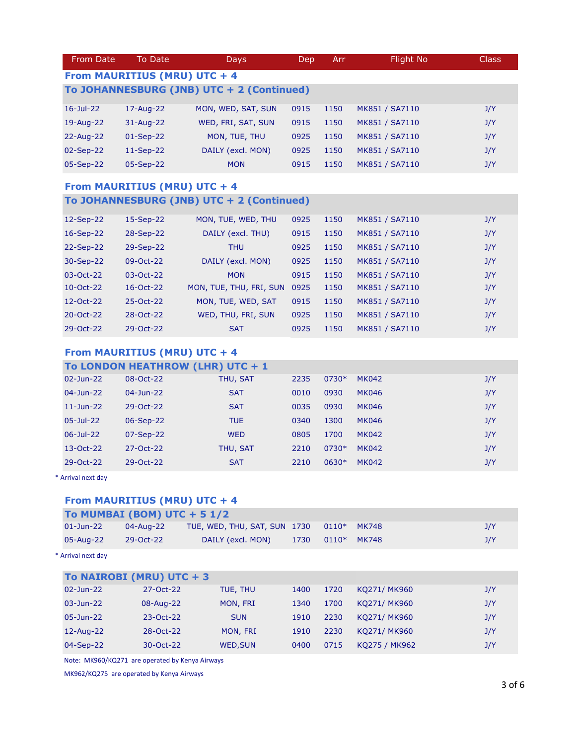| From Date | To Date | Days | Dep | Arr | Flight No | Class |
|---|---|---|---|---|---|---|
| **From MAURITIUS (MRU) UTC + 4** | | | | | | |
| **To JOHANNESBURG (JNB) UTC + 2 (Continued)** | | | | | | |
| 16-Jul-22 | 17-Aug-22 | MON, WED, SAT, SUN | 0915 | 1150 | MK851 / SA7110 | J/Y |
| 19-Aug-22 | 31-Aug-22 | WED, FRI, SAT, SUN | 0915 | 1150 | MK851 / SA7110 | J/Y |
| 22-Aug-22 | 01-Sep-22 | MON, TUE, THU | 0925 | 1150 | MK851 / SA7110 | J/Y |
| 02-Sep-22 | 11-Sep-22 | DAILY (excl. MON) | 0925 | 1150 | MK851 / SA7110 | J/Y |
| 05-Sep-22 | 05-Sep-22 | MON | 0915 | 1150 | MK851 / SA7110 | J/Y |

**From MAURITIUS (MRU) UTC + 4**

**To JOHANNESBURG (JNB) UTC + 2 (Continued)**

| From Date | To Date | Days | Dep | Arr | Flight No | Class |
|---|---|---|---|---|---|---|
| 12-Sep-22 | 15-Sep-22 | MON, TUE, WED, THU | 0925 | 1150 | MK851 / SA7110 | J/Y |
| 16-Sep-22 | 28-Sep-22 | DAILY (excl. THU) | 0915 | 1150 | MK851 / SA7110 | J/Y |
| 22-Sep-22 | 29-Sep-22 | THU | 0925 | 1150 | MK851 / SA7110 | J/Y |
| 30-Sep-22 | 09-Oct-22 | DAILY (excl. MON) | 0925 | 1150 | MK851 / SA7110 | J/Y |
| 03-Oct-22 | 03-Oct-22 | MON | 0915 | 1150 | MK851 / SA7110 | J/Y |
| 10-Oct-22 | 16-Oct-22 | MON, TUE, THU, FRI, SUN | 0925 | 1150 | MK851 / SA7110 | J/Y |
| 12-Oct-22 | 25-Oct-22 | MON, TUE, WED, SAT | 0915 | 1150 | MK851 / SA7110 | J/Y |
| 20-Oct-22 | 28-Oct-22 | WED, THU, FRI, SUN | 0925 | 1150 | MK851 / SA7110 | J/Y |
| 29-Oct-22 | 29-Oct-22 | SAT | 0925 | 1150 | MK851 / SA7110 | J/Y |

**From MAURITIUS (MRU) UTC + 4**

**To LONDON HEATHROW (LHR) UTC + 1**

| From Date | To Date | Days | Dep | Arr | Flight No | Class |
|---|---|---|---|---|---|---|
| 02-Jun-22 | 08-Oct-22 | THU, SAT | 2235 | 0730* | MK042 | J/Y |
| 04-Jun-22 | 04-Jun-22 | SAT | 0010 | 0930 | MK046 | J/Y |
| 11-Jun-22 | 29-Oct-22 | SAT | 0035 | 0930 | MK046 | J/Y |
| 05-Jul-22 | 06-Sep-22 | TUE | 0340 | 1300 | MK046 | J/Y |
| 06-Jul-22 | 07-Sep-22 | WED | 0805 | 1700 | MK042 | J/Y |
| 13-Oct-22 | 27-Oct-22 | THU, SAT | 2210 | 0730* | MK042 | J/Y |
| 29-Oct-22 | 29-Oct-22 | SAT | 2210 | 0630* | MK042 | J/Y |

\* Arrival next day

**From MAURITIUS (MRU) UTC + 4**

**To MUMBAI (BOM) UTC + 5 1/2**

| From Date | To Date | Days | Dep | Arr | Flight No | Class |
|---|---|---|---|---|---|---|
| 01-Jun-22 | 04-Aug-22 | TUE, WED, THU, SAT, SUN | 1730 | 0110* | MK748 | J/Y |
| 05-Aug-22 | 29-Oct-22 | DAILY (excl. MON) | 1730 | 0110* | MK748 | J/Y |

\* Arrival next day

**To NAIROBI (MRU) UTC + 3**

| From Date | To Date | Days | Dep | Arr | Flight No | Class |
|---|---|---|---|---|---|---|
| 02-Jun-22 | 27-Oct-22 | TUE, THU | 1400 | 1720 | KQ271/ MK960 | J/Y |
| 03-Jun-22 | 08-Aug-22 | MON, FRI | 1340 | 1700 | KQ271/ MK960 | J/Y |
| 05-Jun-22 | 23-Oct-22 | SUN | 1910 | 2230 | KQ271/ MK960 | J/Y |
| 12-Aug-22 | 28-Oct-22 | MON, FRI | 1910 | 2230 | KQ271/ MK960 | J/Y |
| 04-Sep-22 | 30-Oct-22 | WED,SUN | 0400 | 0715 | KQ275 / MK962 | J/Y |

Note: MK960/KQ271 are operated by Kenya Airways

MK962/KQ275 are operated by Kenya Airways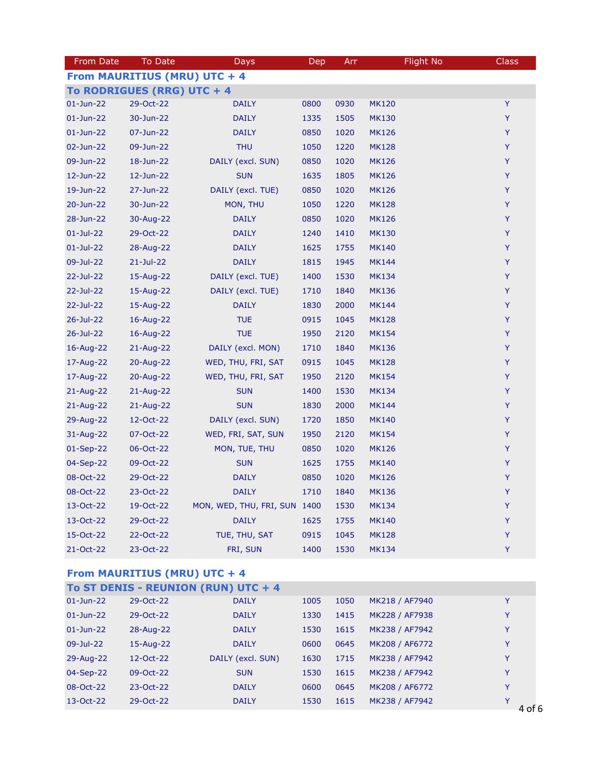| From Date | To Date | Days | Dep | Arr | Flight No | Class |
|---|---|---|---|---|---|---|
| **From MAURITIUS (MRU) UTC + 4** | | | | | | |
| **To RODRIGUES (RRG) UTC + 4** | | | | | | |
| 01-Jun-22 | 29-Oct-22 | DAILY | 0800 | 0930 | MK120 | Y |
| 01-Jun-22 | 30-Jun-22 | DAILY | 1335 | 1505 | MK130 | Y |
| 01-Jun-22 | 07-Jun-22 | DAILY | 0850 | 1020 | MK126 | Y |
| 02-Jun-22 | 09-Jun-22 | THU | 1050 | 1220 | MK128 | Y |
| 09-Jun-22 | 18-Jun-22 | DAILY (excl. SUN) | 0850 | 1020 | MK126 | Y |
| 12-Jun-22 | 12-Jun-22 | SUN | 1635 | 1805 | MK126 | Y |
| 19-Jun-22 | 27-Jun-22 | DAILY (excl. TUE) | 0850 | 1020 | MK126 | Y |
| 20-Jun-22 | 30-Jun-22 | MON, THU | 1050 | 1220 | MK128 | Y |
| 28-Jun-22 | 30-Aug-22 | DAILY | 0850 | 1020 | MK126 | Y |
| 01-Jul-22 | 29-Oct-22 | DAILY | 1240 | 1410 | MK130 | Y |
| 01-Jul-22 | 28-Aug-22 | DAILY | 1625 | 1755 | MK140 | Y |
| 09-Jul-22 | 21-Jul-22 | DAILY | 1815 | 1945 | MK144 | Y |
| 22-Jul-22 | 15-Aug-22 | DAILY (excl. TUE) | 1400 | 1530 | MK134 | Y |
| 22-Jul-22 | 15-Aug-22 | DAILY (excl. TUE) | 1710 | 1840 | MK136 | Y |
| 22-Jul-22 | 15-Aug-22 | DAILY | 1830 | 2000 | MK144 | Y |
| 26-Jul-22 | 16-Aug-22 | TUE | 0915 | 1045 | MK128 | Y |
| 26-Jul-22 | 16-Aug-22 | TUE | 1950 | 2120 | MK154 | Y |
| 16-Aug-22 | 21-Aug-22 | DAILY (excl. MON) | 1710 | 1840 | MK136 | Y |
| 17-Aug-22 | 20-Aug-22 | WED, THU, FRI, SAT | 0915 | 1045 | MK128 | Y |
| 17-Aug-22 | 20-Aug-22 | WED, THU, FRI, SAT | 1950 | 2120 | MK154 | Y |
| 21-Aug-22 | 21-Aug-22 | SUN | 1400 | 1530 | MK134 | Y |
| 21-Aug-22 | 21-Aug-22 | SUN | 1830 | 2000 | MK144 | Y |
| 29-Aug-22 | 12-Oct-22 | DAILY (excl. SUN) | 1720 | 1850 | MK140 | Y |
| 31-Aug-22 | 07-Oct-22 | WED, FRI, SAT, SUN | 1950 | 2120 | MK154 | Y |
| 01-Sep-22 | 06-Oct-22 | MON, TUE, THU | 0850 | 1020 | MK126 | Y |
| 04-Sep-22 | 09-Oct-22 | SUN | 1625 | 1755 | MK140 | Y |
| 08-Oct-22 | 29-Oct-22 | DAILY | 0850 | 1020 | MK126 | Y |
| 08-Oct-22 | 23-Oct-22 | DAILY | 1710 | 1840 | MK136 | Y |
| 13-Oct-22 | 19-Oct-22 | MON, WED, THU, FRI, SUN | 1400 | 1530 | MK134 | Y |
| 13-Oct-22 | 29-Oct-22 | DAILY | 1625 | 1755 | MK140 | Y |
| 15-Oct-22 | 22-Oct-22 | TUE, THU, SAT | 0915 | 1045 | MK128 | Y |
| 21-Oct-22 | 23-Oct-22 | FRI, SUN | 1400 | 1530 | MK134 | Y |
| **From MAURITIUS (MRU) UTC + 4** | | | | | | |
| **To ST DENIS - REUNION (RUN) UTC + 4** | | | | | | |
| 01-Jun-22 | 29-Oct-22 | DAILY | 1005 | 1050 | MK218 / AF7940 | Y |
| 01-Jun-22 | 29-Oct-22 | DAILY | 1330 | 1415 | MK228 / AF7938 | Y |
| 01-Jun-22 | 28-Aug-22 | DAILY | 1530 | 1615 | MK238 / AF7942 | Y |
| 09-Jul-22 | 15-Aug-22 | DAILY | 0600 | 0645 | MK208 / AF6772 | Y |
| 29-Aug-22 | 12-Oct-22 | DAILY (excl. SUN) | 1630 | 1715 | MK238 / AF7942 | Y |
| 04-Sep-22 | 09-Oct-22 | SUN | 1530 | 1615 | MK238 / AF7942 | Y |
| 08-Oct-22 | 23-Oct-22 | DAILY | 0600 | 0645 | MK208 / AF6772 | Y |
| 13-Oct-22 | 29-Oct-22 | DAILY | 1530 | 1615 | MK238 / AF7942 | Y |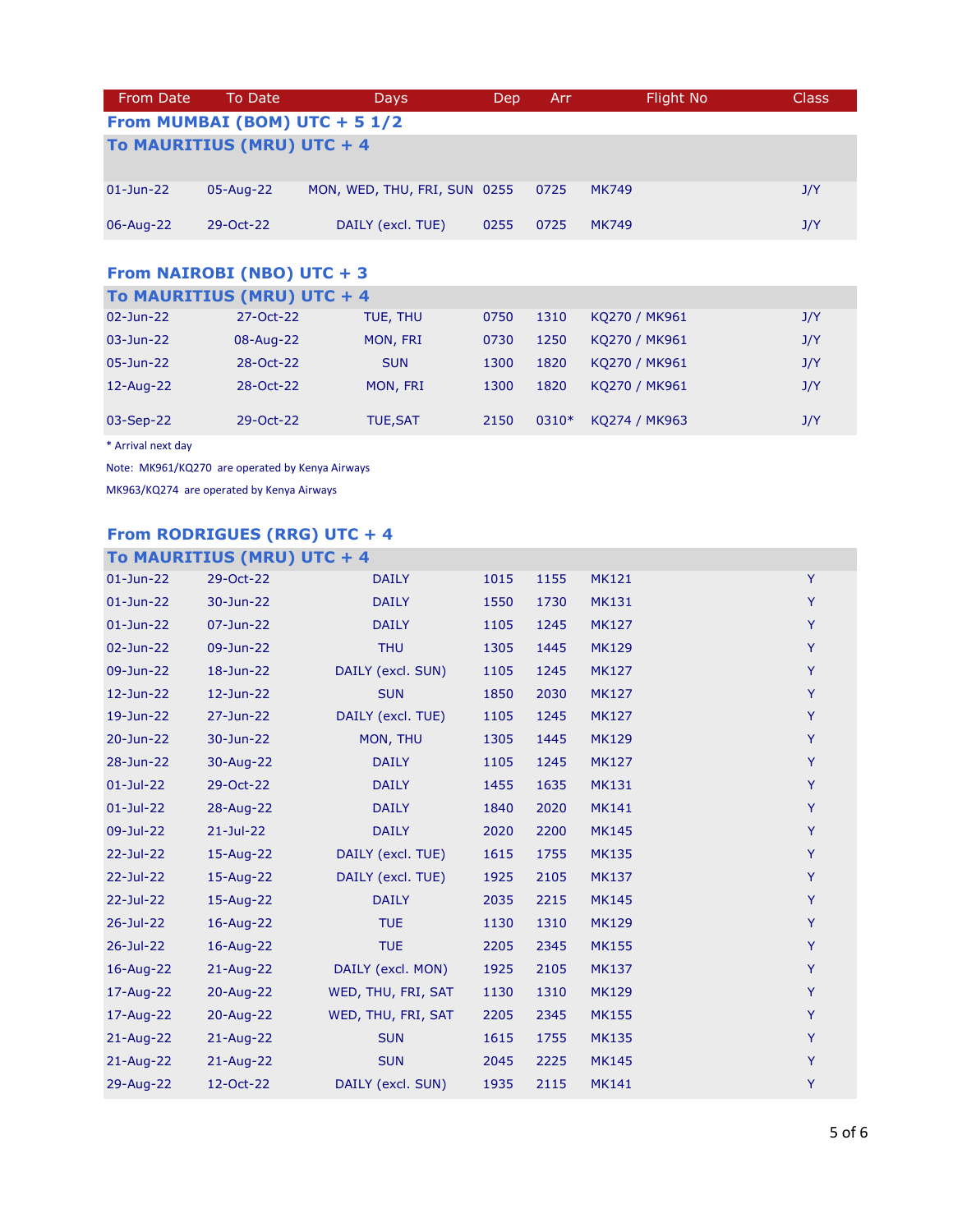| From Date | To Date | Days | Dep | Arr | Flight No | Class |
|---|---|---|---|---|---|---|
| **From MUMBAI (BOM) UTC + 5 1/2** | | | | | | |
| **To MAURITIUS (MRU) UTC + 4** | | | | | | |
| 01-Jun-22 | 05-Aug-22 | MON, WED, THU, FRI, SUN | 0255 | 0725 | MK749 | J/Y |
| 06-Aug-22 | 29-Oct-22 | DAILY (excl. TUE) | 0255 | 0725 | MK749 | J/Y |

**From NAIROBI (NBO) UTC + 3**

**To MAURITIUS (MRU) UTC + 4**

| From Date | To Date | Days | Dep | Arr | Flight No | Class |
|---|---|---|---|---|---|---|
| 02-Jun-22 | 27-Oct-22 | TUE, THU | 0750 | 1310 | KQ270 / MK961 | J/Y |
| 03-Jun-22 | 08-Aug-22 | MON, FRI | 0730 | 1250 | KQ270 / MK961 | J/Y |
| 05-Jun-22 | 28-Oct-22 | SUN | 1300 | 1820 | KQ270 / MK961 | J/Y |
| 12-Aug-22 | 28-Oct-22 | MON, FRI | 1300 | 1820 | KQ270 / MK961 | J/Y |
| 03-Sep-22 | 29-Oct-22 | TUE,SAT | 2150 | 0310* | KQ274 / MK963 | J/Y |

* Arrival next day

Note: MK961/KQ270 are operated by Kenya Airways

MK963/KQ274 are operated by Kenya Airways

**From RODRIGUES (RRG) UTC + 4**

**To MAURITIUS (MRU) UTC + 4**

| From Date | To Date | Days | Dep | Arr | Flight No | Class |
|---|---|---|---|---|---|---|
| 01-Jun-22 | 29-Oct-22 | DAILY | 1015 | 1155 | MK121 | Y |
| 01-Jun-22 | 30-Jun-22 | DAILY | 1550 | 1730 | MK131 | Y |
| 01-Jun-22 | 07-Jun-22 | DAILY | 1105 | 1245 | MK127 | Y |
| 02-Jun-22 | 09-Jun-22 | THU | 1305 | 1445 | MK129 | Y |
| 09-Jun-22 | 18-Jun-22 | DAILY (excl. SUN) | 1105 | 1245 | MK127 | Y |
| 12-Jun-22 | 12-Jun-22 | SUN | 1850 | 2030 | MK127 | Y |
| 19-Jun-22 | 27-Jun-22 | DAILY (excl. TUE) | 1105 | 1245 | MK127 | Y |
| 20-Jun-22 | 30-Jun-22 | MON, THU | 1305 | 1445 | MK129 | Y |
| 28-Jun-22 | 30-Aug-22 | DAILY | 1105 | 1245 | MK127 | Y |
| 01-Jul-22 | 29-Oct-22 | DAILY | 1455 | 1635 | MK131 | Y |
| 01-Jul-22 | 28-Aug-22 | DAILY | 1840 | 2020 | MK141 | Y |
| 09-Jul-22 | 21-Jul-22 | DAILY | 2020 | 2200 | MK145 | Y |
| 22-Jul-22 | 15-Aug-22 | DAILY (excl. TUE) | 1615 | 1755 | MK135 | Y |
| 22-Jul-22 | 15-Aug-22 | DAILY (excl. TUE) | 1925 | 2105 | MK137 | Y |
| 22-Jul-22 | 15-Aug-22 | DAILY | 2035 | 2215 | MK145 | Y |
| 26-Jul-22 | 16-Aug-22 | TUE | 1130 | 1310 | MK129 | Y |
| 26-Jul-22 | 16-Aug-22 | TUE | 2205 | 2345 | MK155 | Y |
| 16-Aug-22 | 21-Aug-22 | DAILY (excl. MON) | 1925 | 2105 | MK137 | Y |
| 17-Aug-22 | 20-Aug-22 | WED, THU, FRI, SAT | 1130 | 1310 | MK129 | Y |
| 17-Aug-22 | 20-Aug-22 | WED, THU, FRI, SAT | 2205 | 2345 | MK155 | Y |
| 21-Aug-22 | 21-Aug-22 | SUN | 1615 | 1755 | MK135 | Y |
| 21-Aug-22 | 21-Aug-22 | SUN | 2045 | 2225 | MK145 | Y |
| 29-Aug-22 | 12-Oct-22 | DAILY (excl. SUN) | 1935 | 2115 | MK141 | Y |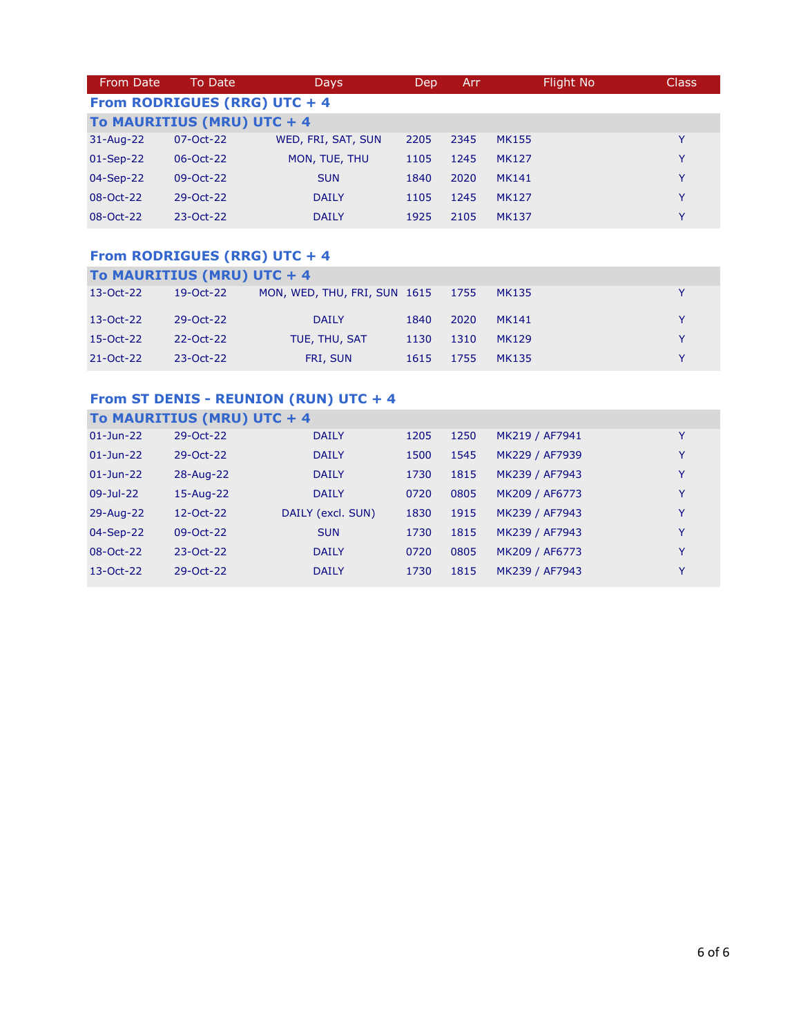| From Date | To Date | Days | Dep | Arr | Flight No | Class |
|---|---|---|---|---|---|---|
| **From RODRIGUES (RRG) UTC + 4** | | | | | | |
| **To MAURITIUS (MRU) UTC + 4** | | | | | | |
| 31-Aug-22 | 07-Oct-22 | WED, FRI, SAT, SUN | 2205 | 2345 | MK155 | Y |
| 01-Sep-22 | 06-Oct-22 | MON, TUE, THU | 1105 | 1245 | MK127 | Y |
| 04-Sep-22 | 09-Oct-22 | SUN | 1840 | 2020 | MK141 | Y |
| 08-Oct-22 | 29-Oct-22 | DAILY | 1105 | 1245 | MK127 | Y |
| 08-Oct-22 | 23-Oct-22 | DAILY | 1925 | 2105 | MK137 | Y |

**From RODRIGUES (RRG) UTC + 4**

**To MAURITIUS (MRU) UTC + 4**

| From Date | To Date | Days | Dep | Arr | Flight No | Class |
|---|---|---|---|---|---|---|
| 13-Oct-22 | 19-Oct-22 | MON, WED, THU, FRI, SUN | 1615 | 1755 | MK135 | Y |
| 13-Oct-22 | 29-Oct-22 | DAILY | 1840 | 2020 | MK141 | Y |
| 15-Oct-22 | 22-Oct-22 | TUE, THU, SAT | 1130 | 1310 | MK129 | Y |
| 21-Oct-22 | 23-Oct-22 | FRI, SUN | 1615 | 1755 | MK135 | Y |

**From ST DENIS - REUNION (RUN) UTC + 4**

**To MAURITIUS (MRU) UTC + 4**

| From Date | To Date | Days | Dep | Arr | Flight No | Class |
|---|---|---|---|---|---|---|
| 01-Jun-22 | 29-Oct-22 | DAILY | 1205 | 1250 | MK219 / AF7941 | Y |
| 01-Jun-22 | 29-Oct-22 | DAILY | 1500 | 1545 | MK229 / AF7939 | Y |
| 01-Jun-22 | 28-Aug-22 | DAILY | 1730 | 1815 | MK239 / AF7943 | Y |
| 09-Jul-22 | 15-Aug-22 | DAILY | 0720 | 0805 | MK209 / AF6773 | Y |
| 29-Aug-22 | 12-Oct-22 | DAILY (excl. SUN) | 1830 | 1915 | MK239 / AF7943 | Y |
| 04-Sep-22 | 09-Oct-22 | SUN | 1730 | 1815 | MK239 / AF7943 | Y |
| 08-Oct-22 | 23-Oct-22 | DAILY | 0720 | 0805 | MK209 / AF6773 | Y |
| 13-Oct-22 | 29-Oct-22 | DAILY | 1730 | 1815 | MK239 / AF7943 | Y |